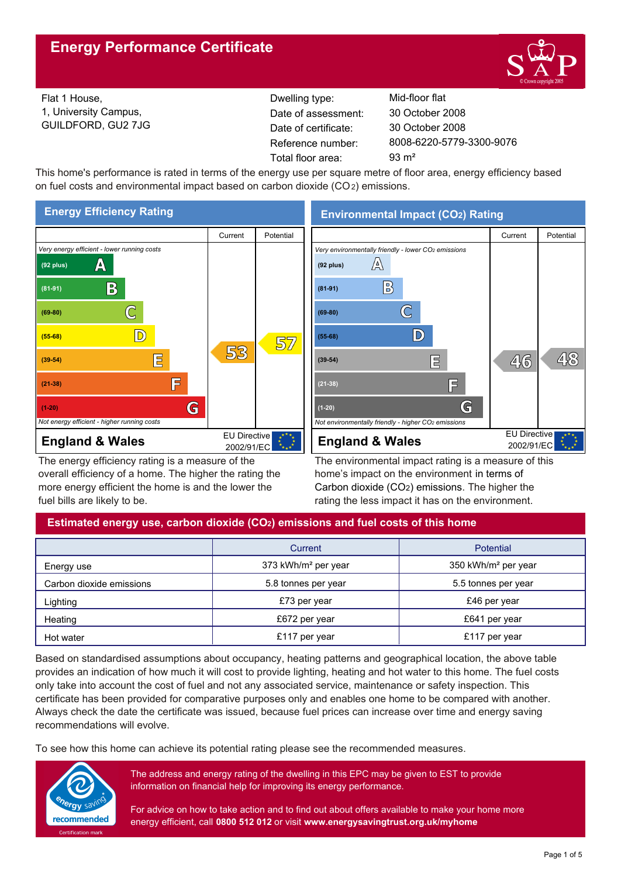# Energy Performance Certificate

Flat 1 House,
1, University Campus,
GUILDFORD, GU2 7JG

| | |
|---|---|
| Dwelling type: | Mid-floor flat |
| Date of assessment: | 30 October 2008 |
| Date of certificate: | 30 October 2008 |
| Reference number: | 8008-6220-5779-3300-9076 |
| Total floor area: | 93 m² |

This home's performance is rated in terms of the energy use per square metre of floor area, energy efficiency based on fuel costs and environmental impact based on carbon dioxide ($CO_2$) emissions.

## Energy Efficiency Rating

| | Current | Potential |
|---|---|---|
| *Very energy efficient - lower running costs* | | |
| (92 plus) A | | |
| (81-91) B | | |
| (69-80) C | | |
| (55-68) D | | 57 |
| (39-54) E | 53 | |
| (21-38) F | | |
| (1-20) G | | |
| *Not energy efficient - higher running costs* | | |
| **England & Wales** | EU Directive 2002/91/EC | |

The energy efficiency rating is a measure of the overall efficiency of a home. The higher the rating the more energy efficient the home is and the lower the fuel bills are likely to be.

## Environmental Impact ($CO_2$) Rating

| | Current | Potential |
|---|---|---|
| *Very environmentally friendly - lower $CO_2$ emissions* | | |
| (92 plus) A | | |
| (81-91) B | | |
| (69-80) C | | |
| (55-68) D | | |
| (39-54) E | 46 | 48 |
| (21-38) F | | |
| (1-20) G | | |
| *Not environmentally friendly - higher $CO_2$ emissions* | | |
| **England & Wales** | EU Directive 2002/91/EC | |

The environmental impact rating is a measure of this home's impact on the environment in terms of Carbon dioxide ($CO_2$) emissions. The higher the rating the less impact it has on the environment.

## Estimated energy use, carbon dioxide ($CO_2$) emissions and fuel costs of this home

| | Current | Potential |
|---|---|---|
| Energy use | 373 kWh/m² per year | 350 kWh/m² per year |
| Carbon dioxide emissions | 5.8 tonnes per year | 5.5 tonnes per year |
| Lighting | £73 per year | £46 per year |
| Heating | £672 per year | £641 per year |
| Hot water | £117 per year | £117 per year |

Based on standardised assumptions about occupancy, heating patterns and geographical location, the above table provides an indication of how much it will cost to provide lighting, heating and hot water to this home. The fuel costs only take into account the cost of fuel and not any associated service, maintenance or safety inspection. This certificate has been provided for comparative purposes only and enables one home to be compared with another. Always check the date the certificate was issued, because fuel prices can increase over time and energy saving recommendations will evolve.

To see how this home can achieve its potential rating please see the recommended measures.

energy saving recommended — Certification mark

The address and energy rating of the dwelling in this EPC may be given to EST to provide information on financial help for improving its energy performance.

For advice on how to take action and to find out about offers available to make your home more energy efficient, call **0800 512 012** or visit **www.energysavingtrust.org.uk/myhome**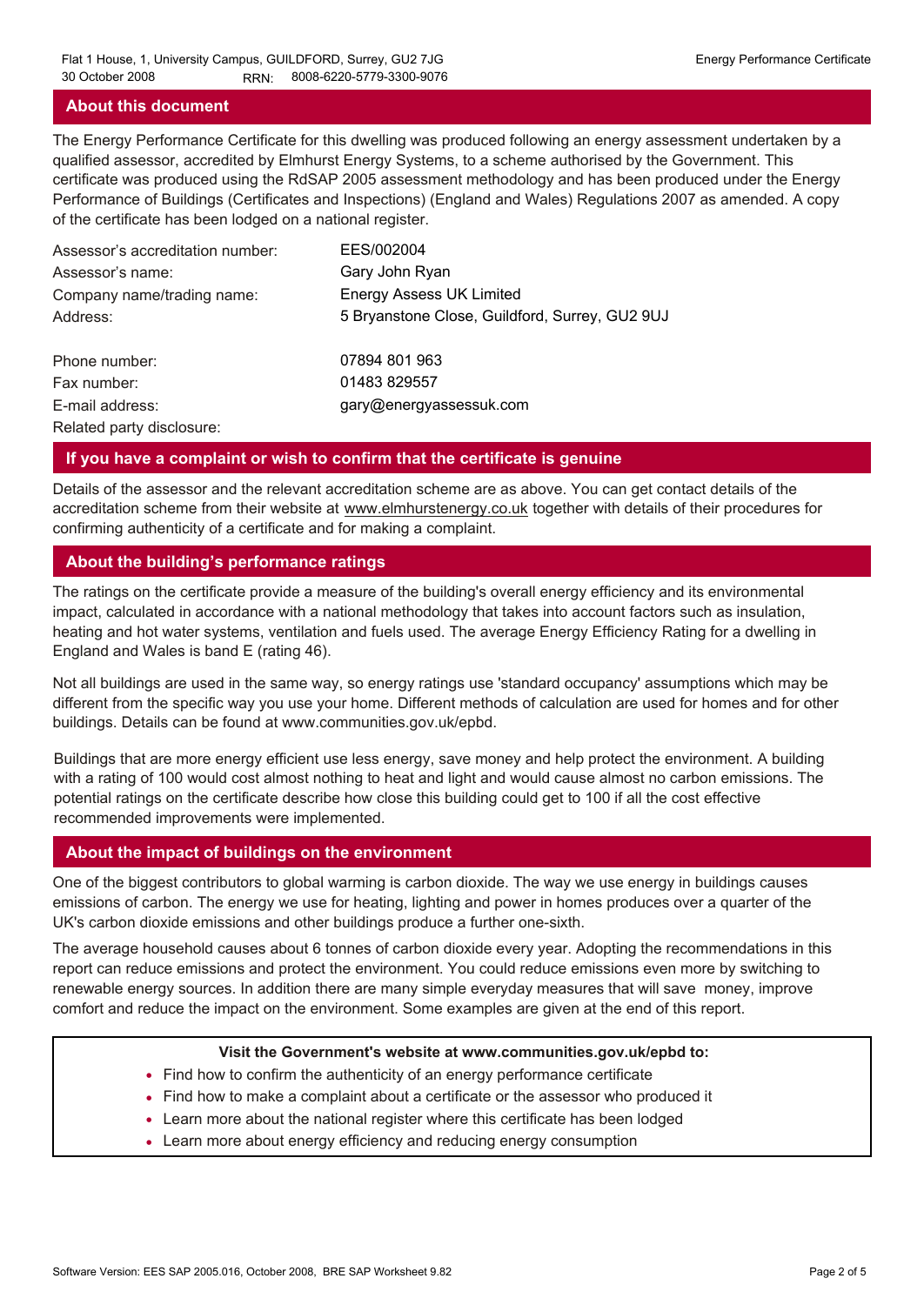## About this document

The Energy Performance Certificate for this dwelling was produced following an energy assessment undertaken by a qualified assessor, accredited by Elmhurst Energy Systems, to a scheme authorised by the Government. This certificate was produced using the RdSAP 2005 assessment methodology and has been produced under the Energy Performance of Buildings (Certificates and Inspections) (England and Wales) Regulations 2007 as amended. A copy of the certificate has been lodged on a national register.

| | |
|---|---|
| Assessor's accreditation number: | EES/002004 |
| Assessor's name: | Gary John Ryan |
| Company name/trading name: | Energy Assess UK Limited |
| Address: | 5 Bryanstone Close, Guildford, Surrey, GU2 9UJ |
| Phone number: | 07894 801 963 |
| Fax number: | 01483 829557 |
| E-mail address: | gary@energyassessuk.com |
| Related party disclosure: | |

## If you have a complaint or wish to confirm that the certificate is genuine

Details of the assessor and the relevant accreditation scheme are as above. You can get contact details of the accreditation scheme from their website at www.elmhurstenergy.co.uk together with details of their procedures for confirming authenticity of a certificate and for making a complaint.

## About the building's performance ratings

The ratings on the certificate provide a measure of the building's overall energy efficiency and its environmental impact, calculated in accordance with a national methodology that takes into account factors such as insulation, heating and hot water systems, ventilation and fuels used. The average Energy Efficiency Rating for a dwelling in England and Wales is band E (rating 46).

Not all buildings are used in the same way, so energy ratings use 'standard occupancy' assumptions which may be different from the specific way you use your home. Different methods of calculation are used for homes and for other buildings. Details can be found at www.communities.gov.uk/epbd.

Buildings that are more energy efficient use less energy, save money and help protect the environment. A building with a rating of 100 would cost almost nothing to heat and light and would cause almost no carbon emissions. The potential ratings on the certificate describe how close this building could get to 100 if all the cost effective recommended improvements were implemented.

## About the impact of buildings on the environment

One of the biggest contributors to global warming is carbon dioxide. The way we use energy in buildings causes emissions of carbon. The energy we use for heating, lighting and power in homes produces over a quarter of the UK's carbon dioxide emissions and other buildings produce a further one-sixth.

The average household causes about 6 tonnes of carbon dioxide every year. Adopting the recommendations in this report can reduce emissions and protect the environment. You could reduce emissions even more by switching to renewable energy sources. In addition there are many simple everyday measures that will save money, improve comfort and reduce the impact on the environment. Some examples are given at the end of this report.

**Visit the Government's website at www.communities.gov.uk/epbd to:**

- Find how to confirm the authenticity of an energy performance certificate
- Find how to make a complaint about a certificate or the assessor who produced it
- Learn more about the national register where this certificate has been lodged
- Learn more about energy efficiency and reducing energy consumption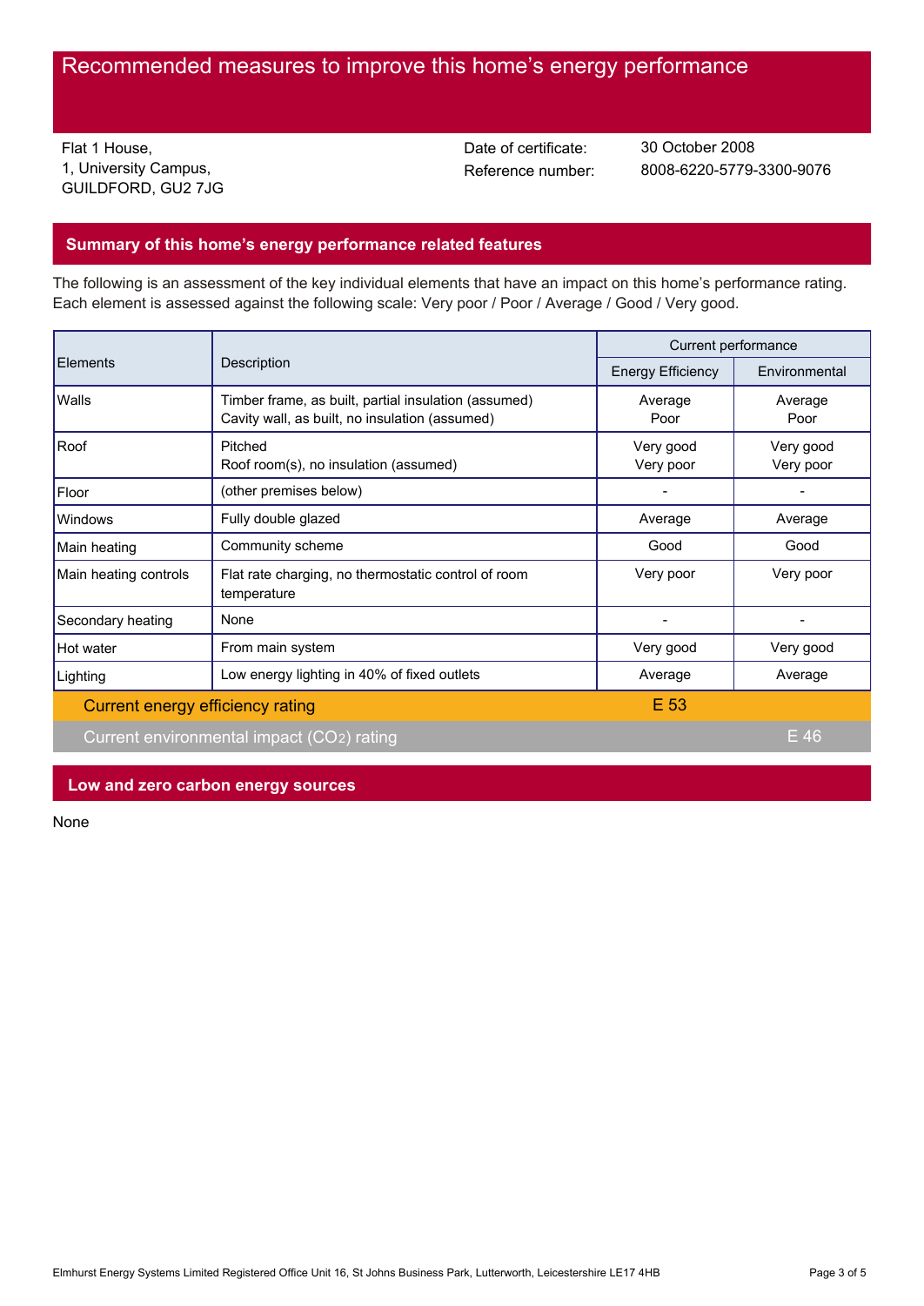# Recommended measures to improve this home's energy performance

Flat 1 House,
1, University Campus,
GUILDFORD, GU2 7JG

Date of certificate: 30 October 2008
Reference number: 8008-6220-5779-3300-9076

## Summary of this home's energy performance related features

The following is an assessment of the key individual elements that have an impact on this home's performance rating. Each element is assessed against the following scale: Very poor / Poor / Average / Good / Very good.

| Elements | Description | Current performance | |
|---|---|---|---|
| | | Energy Efficiency | Environmental |
| Walls | Timber frame, as built, partial insulation (assumed)<br>Cavity wall, as built, no insulation (assumed) | Average<br>Poor | Average<br>Poor |
| Roof | Pitched<br>Roof room(s), no insulation (assumed) | Very good<br>Very poor | Very good<br>Very poor |
| Floor | (other premises below) | - | - |
| Windows | Fully double glazed | Average | Average |
| Main heating | Community scheme | Good | Good |
| Main heating controls | Flat rate charging, no thermostatic control of room temperature | Very poor | Very poor |
| Secondary heating | None | - | - |
| Hot water | From main system | Very good | Very good |
| Lighting | Low energy lighting in 40% of fixed outlets | Average | Average |
| Current energy efficiency rating | | E 53 | |
| Current environmental impact ($CO_2$) rating | | | E 46 |

## Low and zero carbon energy sources

None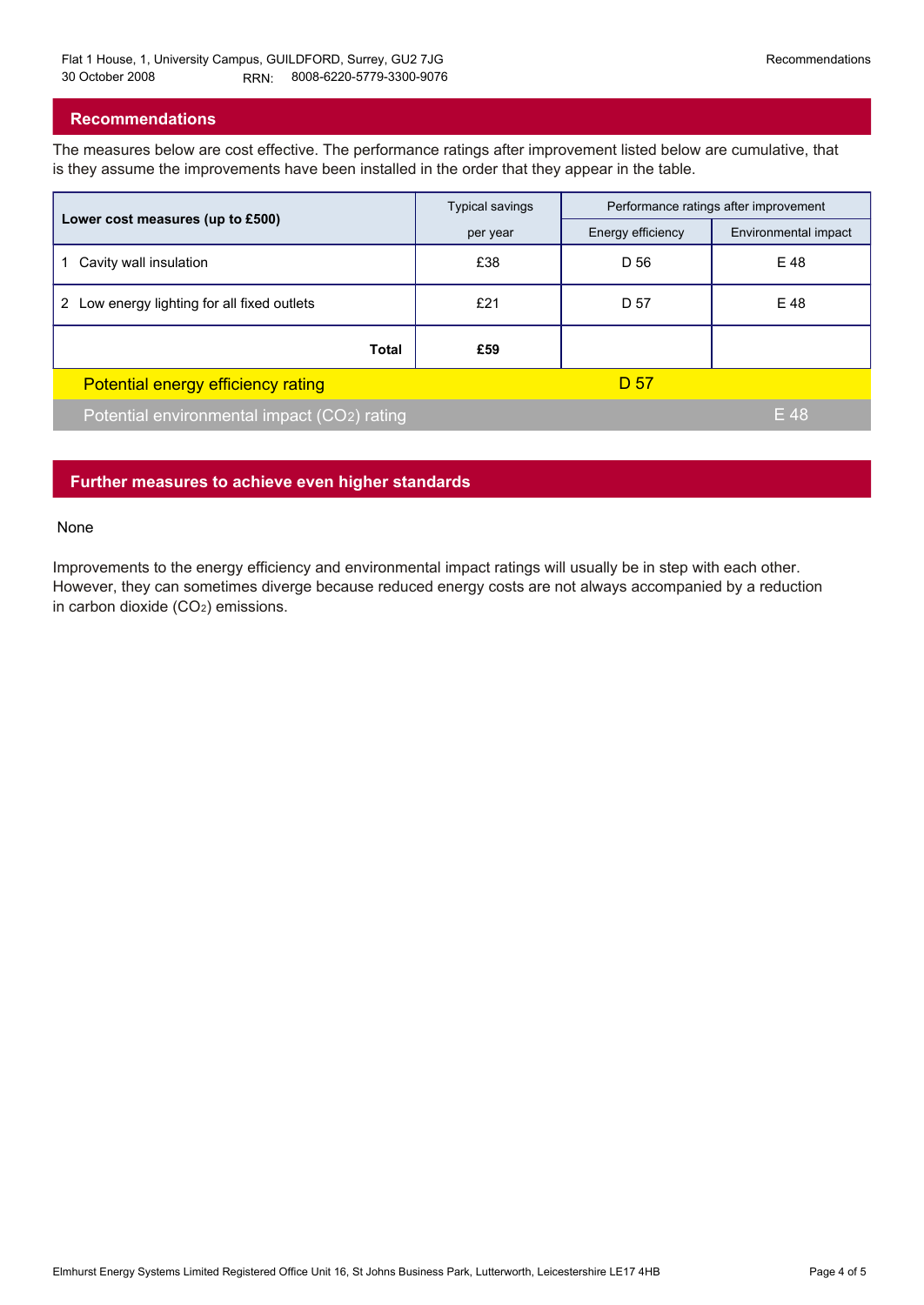## Recommendations

The measures below are cost effective. The performance ratings after improvement listed below are cumulative, that is they assume the improvements have been installed in the order that they appear in the table.

| Lower cost measures (up to £500) | Typical savings per year | Performance ratings after improvement | |
|---|---|---|---|
| | | Energy efficiency | Environmental impact |
| 1 Cavity wall insulation | £38 | D 56 | E 48 |
| 2 Low energy lighting for all fixed outlets | £21 | D 57 | E 48 |
| **Total** | **£59** | | |
| Potential energy efficiency rating | | D 57 | |
| Potential environmental impact ($CO_2$) rating | | | E 48 |

## Further measures to achieve even higher standards

None

Improvements to the energy efficiency and environmental impact ratings will usually be in step with each other. However, they can sometimes diverge because reduced energy costs are not always accompanied by a reduction in carbon dioxide ($CO_2$) emissions.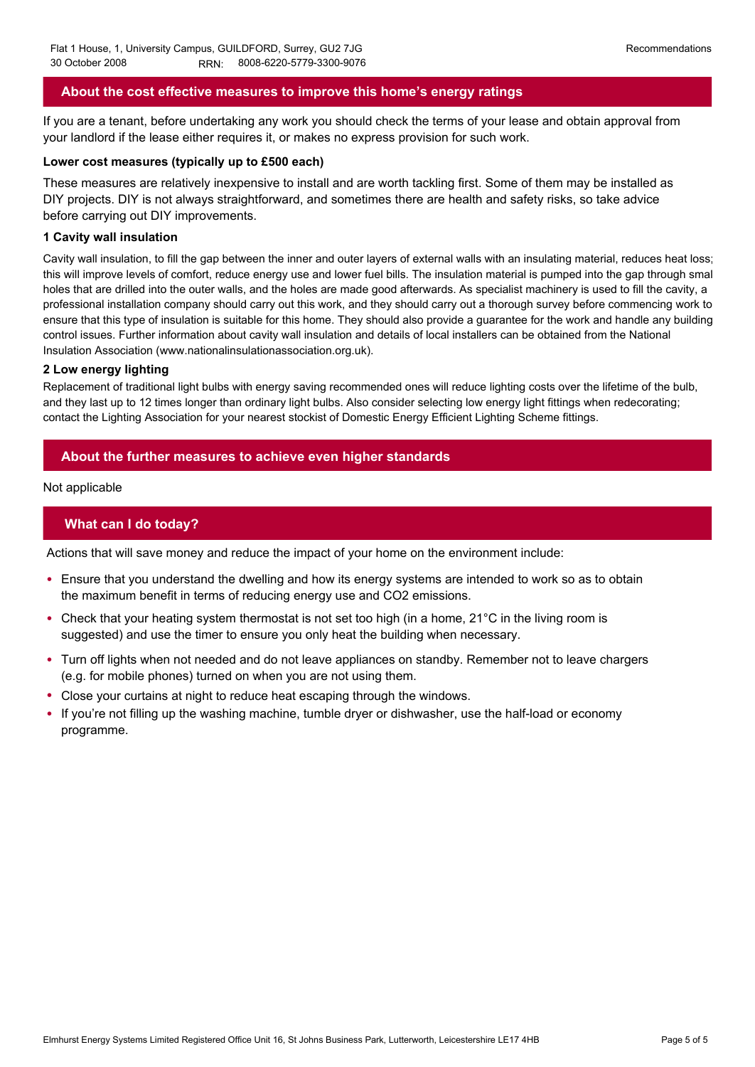## About the cost effective measures to improve this home's energy ratings

If you are a tenant, before undertaking any work you should check the terms of your lease and obtain approval from your landlord if the lease either requires it, or makes no express provision for such work.

**Lower cost measures (typically up to £500 each)**

These measures are relatively inexpensive to install and are worth tackling first. Some of them may be installed as DIY projects. DIY is not always straightforward, and sometimes there are health and safety risks, so take advice before carrying out DIY improvements.

**1 Cavity wall insulation**

Cavity wall insulation, to fill the gap between the inner and outer layers of external walls with an insulating material, reduces heat loss; this will improve levels of comfort, reduce energy use and lower fuel bills. The insulation material is pumped into the gap through smal holes that are drilled into the outer walls, and the holes are made good afterwards. As specialist machinery is used to fill the cavity, a professional installation company should carry out this work, and they should carry out a thorough survey before commencing work to ensure that this type of insulation is suitable for this home. They should also provide a guarantee for the work and handle any building control issues. Further information about cavity wall insulation and details of local installers can be obtained from the National Insulation Association (www.nationalinsulationassociation.org.uk).

**2 Low energy lighting**

Replacement of traditional light bulbs with energy saving recommended ones will reduce lighting costs over the lifetime of the bulb, and they last up to 12 times longer than ordinary light bulbs. Also consider selecting low energy light fittings when redecorating; contact the Lighting Association for your nearest stockist of Domestic Energy Efficient Lighting Scheme fittings.

## About the further measures to achieve even higher standards

Not applicable

## What can I do today?

Actions that will save money and reduce the impact of your home on the environment include:

- Ensure that you understand the dwelling and how its energy systems are intended to work so as to obtain the maximum benefit in terms of reducing energy use and $CO_2$ emissions.
- Check that your heating system thermostat is not set too high (in a home, 21°C in the living room is suggested) and use the timer to ensure you only heat the building when necessary.
- Turn off lights when not needed and do not leave appliances on standby. Remember not to leave chargers (e.g. for mobile phones) turned on when you are not using them.
- Close your curtains at night to reduce heat escaping through the windows.
- If you're not filling up the washing machine, tumble dryer or dishwasher, use the half-load or economy programme.